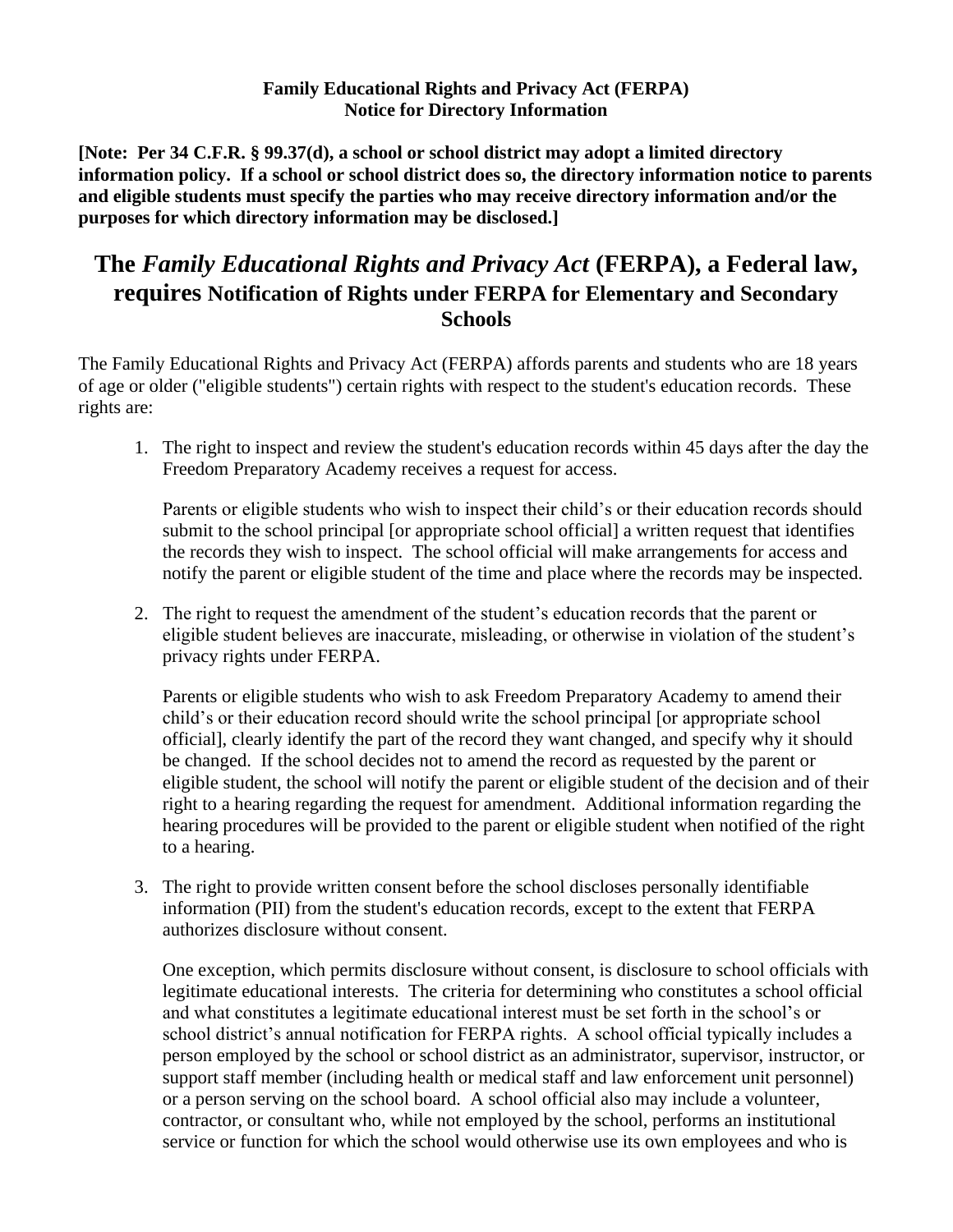**Family Educational Rights and Privacy Act (FERPA)**
**Notice for Directory Information**

**[Note: Per 34 C.F.R. § 99.37(d), a school or school district may adopt a limited directory information policy. If a school or school district does so, the directory information notice to parents and eligible students must specify the parties who may receive directory information and/or the purposes for which directory information may be disclosed.]**

# The *Family Educational Rights and Privacy Act* (FERPA), a Federal law, requires Notification of Rights under FERPA for Elementary and Secondary Schools

The Family Educational Rights and Privacy Act (FERPA) affords parents and students who are 18 years of age or older ("eligible students") certain rights with respect to the student's education records. These rights are:

1. The right to inspect and review the student's education records within 45 days after the day the Freedom Preparatory Academy receives a request for access.

   Parents or eligible students who wish to inspect their child's or their education records should submit to the school principal [or appropriate school official] a written request that identifies the records they wish to inspect. The school official will make arrangements for access and notify the parent or eligible student of the time and place where the records may be inspected.

2. The right to request the amendment of the student's education records that the parent or eligible student believes are inaccurate, misleading, or otherwise in violation of the student's privacy rights under FERPA.

   Parents or eligible students who wish to ask Freedom Preparatory Academy to amend their child's or their education record should write the school principal [or appropriate school official], clearly identify the part of the record they want changed, and specify why it should be changed. If the school decides not to amend the record as requested by the parent or eligible student, the school will notify the parent or eligible student of the decision and of their right to a hearing regarding the request for amendment. Additional information regarding the hearing procedures will be provided to the parent or eligible student when notified of the right to a hearing.

3. The right to provide written consent before the school discloses personally identifiable information (PII) from the student's education records, except to the extent that FERPA authorizes disclosure without consent.

   One exception, which permits disclosure without consent, is disclosure to school officials with legitimate educational interests. The criteria for determining who constitutes a school official and what constitutes a legitimate educational interest must be set forth in the school's or school district's annual notification for FERPA rights. A school official typically includes a person employed by the school or school district as an administrator, supervisor, instructor, or support staff member (including health or medical staff and law enforcement unit personnel) or a person serving on the school board. A school official also may include a volunteer, contractor, or consultant who, while not employed by the school, performs an institutional service or function for which the school would otherwise use its own employees and who is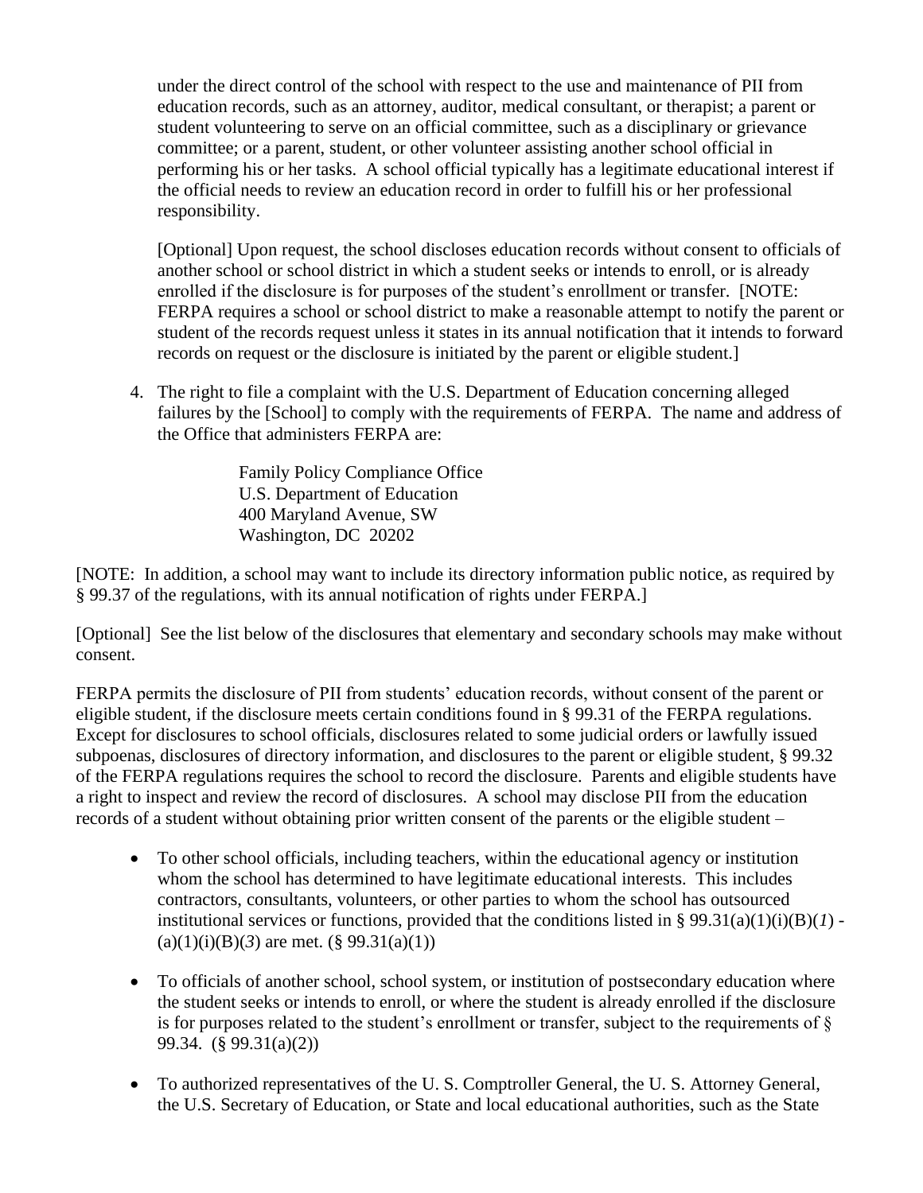under the direct control of the school with respect to the use and maintenance of PII from education records, such as an attorney, auditor, medical consultant, or therapist; a parent or student volunteering to serve on an official committee, such as a disciplinary or grievance committee; or a parent, student, or other volunteer assisting another school official in performing his or her tasks. A school official typically has a legitimate educational interest if the official needs to review an education record in order to fulfill his or her professional responsibility.

[Optional] Upon request, the school discloses education records without consent to officials of another school or school district in which a student seeks or intends to enroll, or is already enrolled if the disclosure is for purposes of the student's enrollment or transfer. [NOTE: FERPA requires a school or school district to make a reasonable attempt to notify the parent or student of the records request unless it states in its annual notification that it intends to forward records on request or the disclosure is initiated by the parent or eligible student.]

4. The right to file a complaint with the U.S. Department of Education concerning alleged failures by the [School] to comply with the requirements of FERPA. The name and address of the Office that administers FERPA are:

   Family Policy Compliance Office
   U.S. Department of Education
   400 Maryland Avenue, SW
   Washington, DC 20202

[NOTE: In addition, a school may want to include its directory information public notice, as required by § 99.37 of the regulations, with its annual notification of rights under FERPA.]

[Optional] See the list below of the disclosures that elementary and secondary schools may make without consent.

FERPA permits the disclosure of PII from students' education records, without consent of the parent or eligible student, if the disclosure meets certain conditions found in § 99.31 of the FERPA regulations. Except for disclosures to school officials, disclosures related to some judicial orders or lawfully issued subpoenas, disclosures of directory information, and disclosures to the parent or eligible student, § 99.32 of the FERPA regulations requires the school to record the disclosure. Parents and eligible students have a right to inspect and review the record of disclosures. A school may disclose PII from the education records of a student without obtaining prior written consent of the parents or the eligible student –

- To other school officials, including teachers, within the educational agency or institution whom the school has determined to have legitimate educational interests. This includes contractors, consultants, volunteers, or other parties to whom the school has outsourced institutional services or functions, provided that the conditions listed in § 99.31(a)(1)(i)(B)(*1*) - (a)(1)(i)(B)(*3*) are met. (§ 99.31(a)(1))
- To officials of another school, school system, or institution of postsecondary education where the student seeks or intends to enroll, or where the student is already enrolled if the disclosure is for purposes related to the student's enrollment or transfer, subject to the requirements of § 99.34. (§ 99.31(a)(2))
- To authorized representatives of the U. S. Comptroller General, the U. S. Attorney General, the U.S. Secretary of Education, or State and local educational authorities, such as the State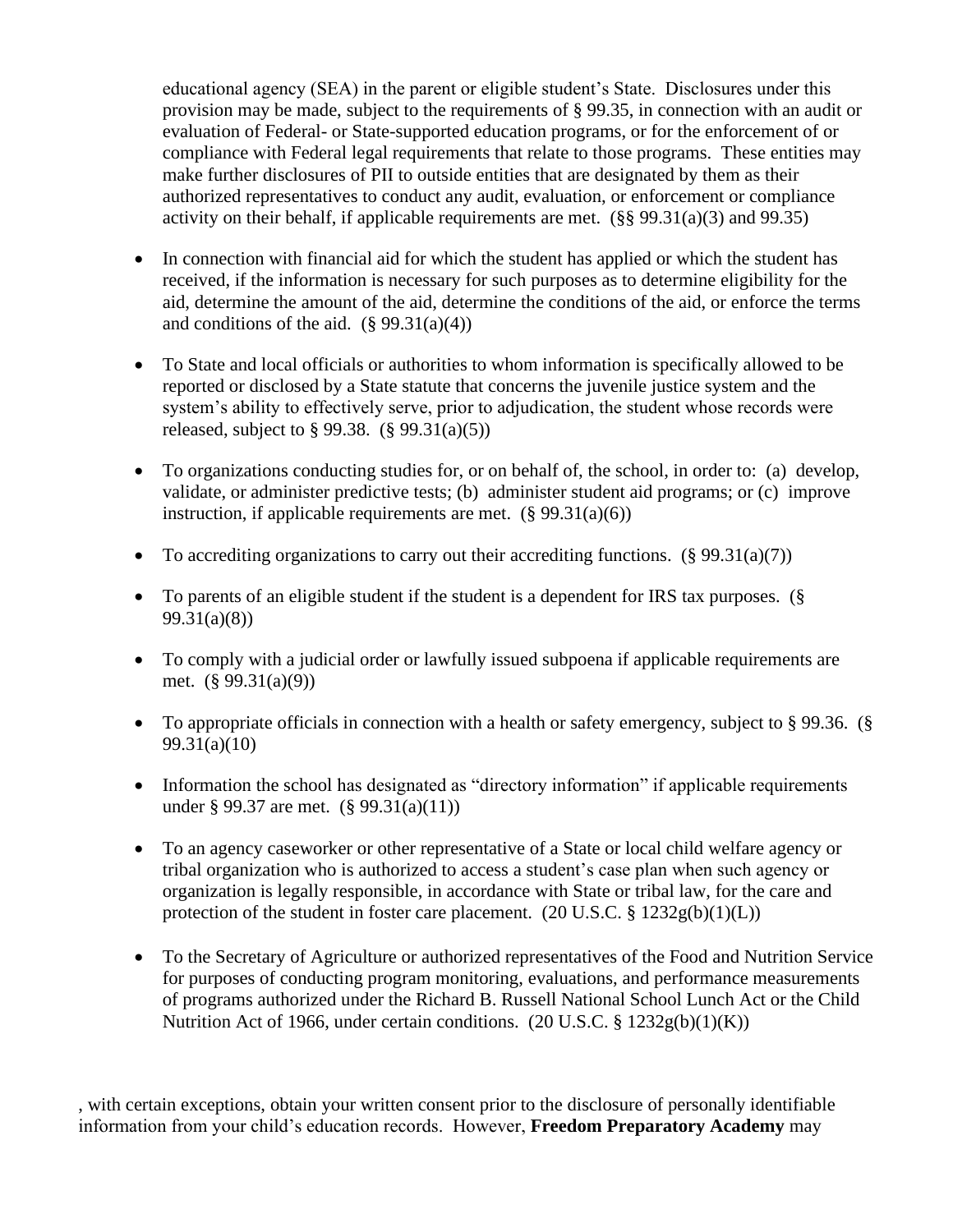educational agency (SEA) in the parent or eligible student's State. Disclosures under this provision may be made, subject to the requirements of § 99.35, in connection with an audit or evaluation of Federal- or State-supported education programs, or for the enforcement of or compliance with Federal legal requirements that relate to those programs. These entities may make further disclosures of PII to outside entities that are designated by them as their authorized representatives to conduct any audit, evaluation, or enforcement or compliance activity on their behalf, if applicable requirements are met. (§§ 99.31(a)(3) and 99.35)

- In connection with financial aid for which the student has applied or which the student has received, if the information is necessary for such purposes as to determine eligibility for the aid, determine the amount of the aid, determine the conditions of the aid, or enforce the terms and conditions of the aid. (§ 99.31(a)(4))
- To State and local officials or authorities to whom information is specifically allowed to be reported or disclosed by a State statute that concerns the juvenile justice system and the system's ability to effectively serve, prior to adjudication, the student whose records were released, subject to § 99.38. (§ 99.31(a)(5))
- To organizations conducting studies for, or on behalf of, the school, in order to: (a) develop, validate, or administer predictive tests; (b) administer student aid programs; or (c) improve instruction, if applicable requirements are met. (§ 99.31(a)(6))
- To accrediting organizations to carry out their accrediting functions. (§ 99.31(a)(7))
- To parents of an eligible student if the student is a dependent for IRS tax purposes. (§ 99.31(a)(8))
- To comply with a judicial order or lawfully issued subpoena if applicable requirements are met. (§ 99.31(a)(9))
- To appropriate officials in connection with a health or safety emergency, subject to § 99.36. (§ 99.31(a)(10)
- Information the school has designated as "directory information" if applicable requirements under § 99.37 are met. (§ 99.31(a)(11))
- To an agency caseworker or other representative of a State or local child welfare agency or tribal organization who is authorized to access a student's case plan when such agency or organization is legally responsible, in accordance with State or tribal law, for the care and protection of the student in foster care placement. (20 U.S.C. § 1232g(b)(1)(L))
- To the Secretary of Agriculture or authorized representatives of the Food and Nutrition Service for purposes of conducting program monitoring, evaluations, and performance measurements of programs authorized under the Richard B. Russell National School Lunch Act or the Child Nutrition Act of 1966, under certain conditions. (20 U.S.C. § 1232g(b)(1)(K))

, with certain exceptions, obtain your written consent prior to the disclosure of personally identifiable information from your child's education records. However, **Freedom Preparatory Academy** may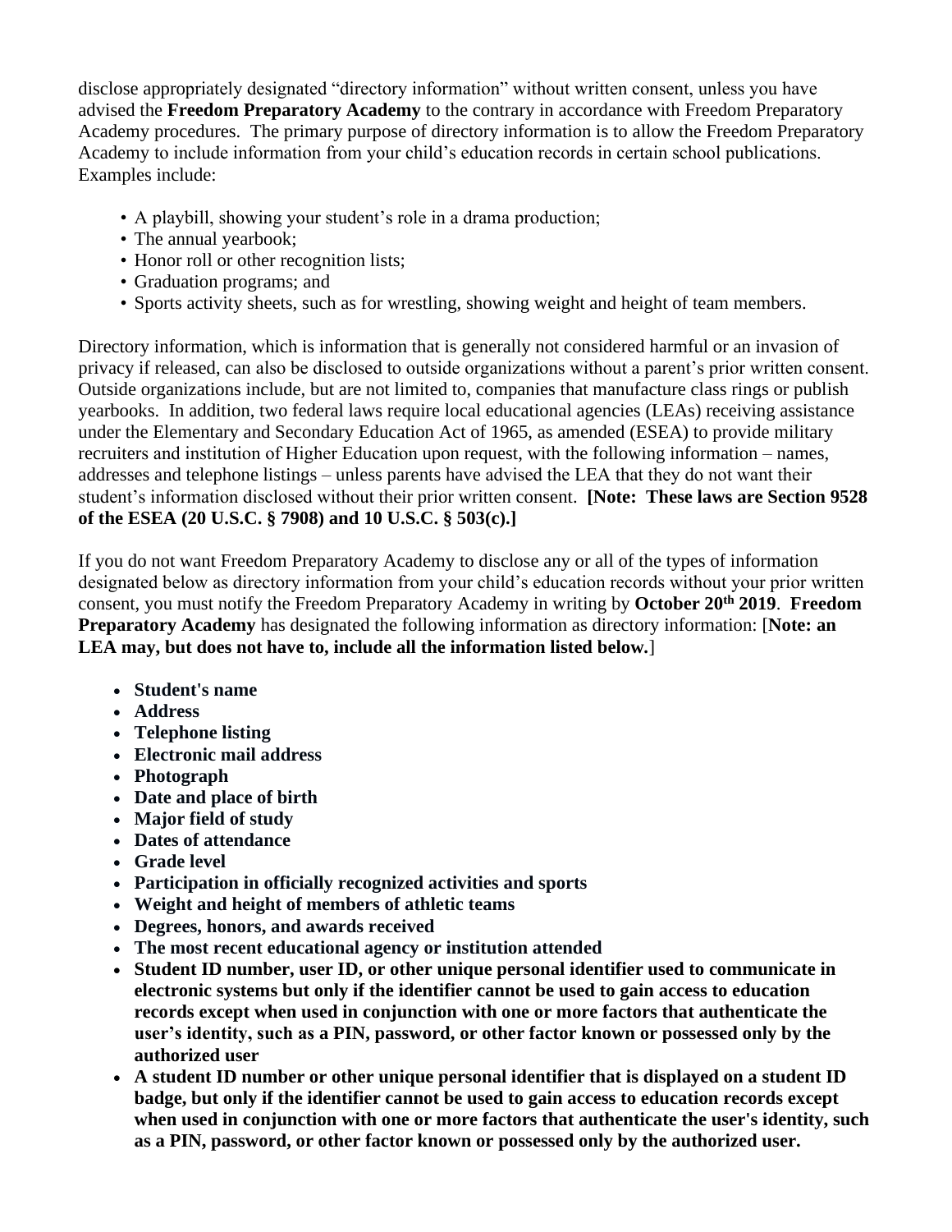disclose appropriately designated "directory information" without written consent, unless you have advised the **Freedom Preparatory Academy** to the contrary in accordance with Freedom Preparatory Academy procedures. The primary purpose of directory information is to allow the Freedom Preparatory Academy to include information from your child's education records in certain school publications. Examples include:

- A playbill, showing your student's role in a drama production;
- The annual yearbook;
- Honor roll or other recognition lists;
- Graduation programs; and
- Sports activity sheets, such as for wrestling, showing weight and height of team members.

Directory information, which is information that is generally not considered harmful or an invasion of privacy if released, can also be disclosed to outside organizations without a parent's prior written consent. Outside organizations include, but are not limited to, companies that manufacture class rings or publish yearbooks. In addition, two federal laws require local educational agencies (LEAs) receiving assistance under the Elementary and Secondary Education Act of 1965, as amended (ESEA) to provide military recruiters and institution of Higher Education upon request, with the following information – names, addresses and telephone listings – unless parents have advised the LEA that they do not want their student's information disclosed without their prior written consent. **[Note: These laws are Section 9528 of the ESEA (20 U.S.C. § 7908) and 10 U.S.C. § 503(c).]**

If you do not want Freedom Preparatory Academy to disclose any or all of the types of information designated below as directory information from your child's education records without your prior written consent, you must notify the Freedom Preparatory Academy in writing by **October 20th 2019**. **Freedom Preparatory Academy** has designated the following information as directory information: [**Note: an LEA may, but does not have to, include all the information listed below.**]

- **Student's name**
- **Address**
- **Telephone listing**
- **Electronic mail address**
- **Photograph**
- **Date and place of birth**
- **Major field of study**
- **Dates of attendance**
- **Grade level**
- **Participation in officially recognized activities and sports**
- **Weight and height of members of athletic teams**
- **Degrees, honors, and awards received**
- **The most recent educational agency or institution attended**
- **Student ID number, user ID, or other unique personal identifier used to communicate in electronic systems but only if the identifier cannot be used to gain access to education records except when used in conjunction with one or more factors that authenticate the user's identity, such as a PIN, password, or other factor known or possessed only by the authorized user**
- **A student ID number or other unique personal identifier that is displayed on a student ID badge, but only if the identifier cannot be used to gain access to education records except when used in conjunction with one or more factors that authenticate the user's identity, such as a PIN, password, or other factor known or possessed only by the authorized user.**